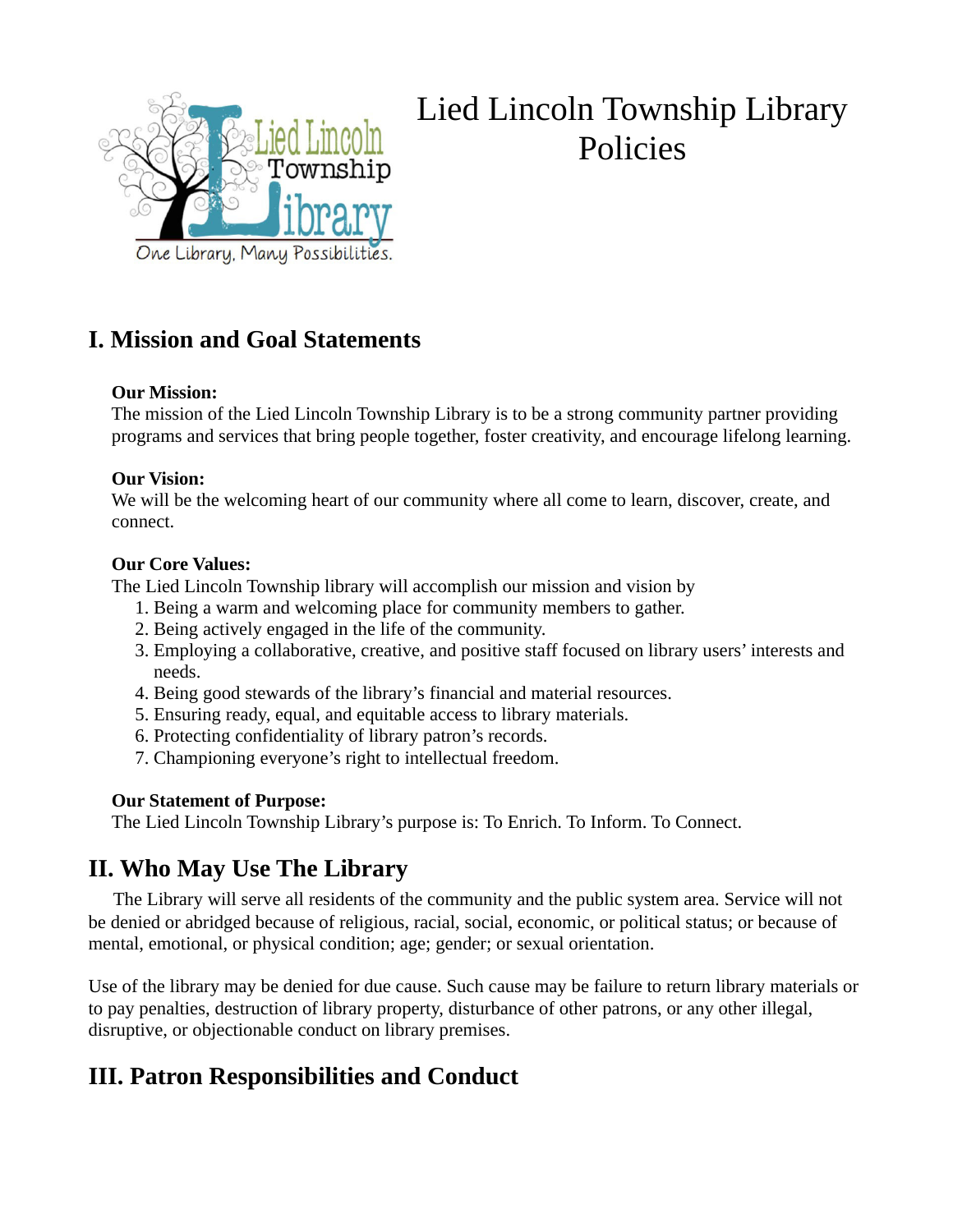# Lied Lincoln Township Library Policies

## I. Mission and Goal Statements

**Our Mission:**
The mission of the Lied Lincoln Township Library is to be a strong community partner providing programs and services that bring people together, foster creativity, and encourage lifelong learning.

**Our Vision:**
We will be the welcoming heart of our community where all come to learn, discover, create, and connect.

**Our Core Values:**
The Lied Lincoln Township library will accomplish our mission and vision by

1. Being a warm and welcoming place for community members to gather.
2. Being actively engaged in the life of the community.
3. Employing a collaborative, creative, and positive staff focused on library users' interests and needs.
4. Being good stewards of the library's financial and material resources.
5. Ensuring ready, equal, and equitable access to library materials.
6. Protecting confidentiality of library patron's records.
7. Championing everyone's right to intellectual freedom.

**Our Statement of Purpose:**
The Lied Lincoln Township Library's purpose is: To Enrich. To Inform. To Connect.

## II. Who May Use The Library

The Library will serve all residents of the community and the public system area. Service will not be denied or abridged because of religious, racial, social, economic, or political status; or because of mental, emotional, or physical condition; age; gender; or sexual orientation.

Use of the library may be denied for due cause. Such cause may be failure to return library materials or to pay penalties, destruction of library property, disturbance of other patrons, or any other illegal, disruptive, or objectionable conduct on library premises.

## III. Patron Responsibilities and Conduct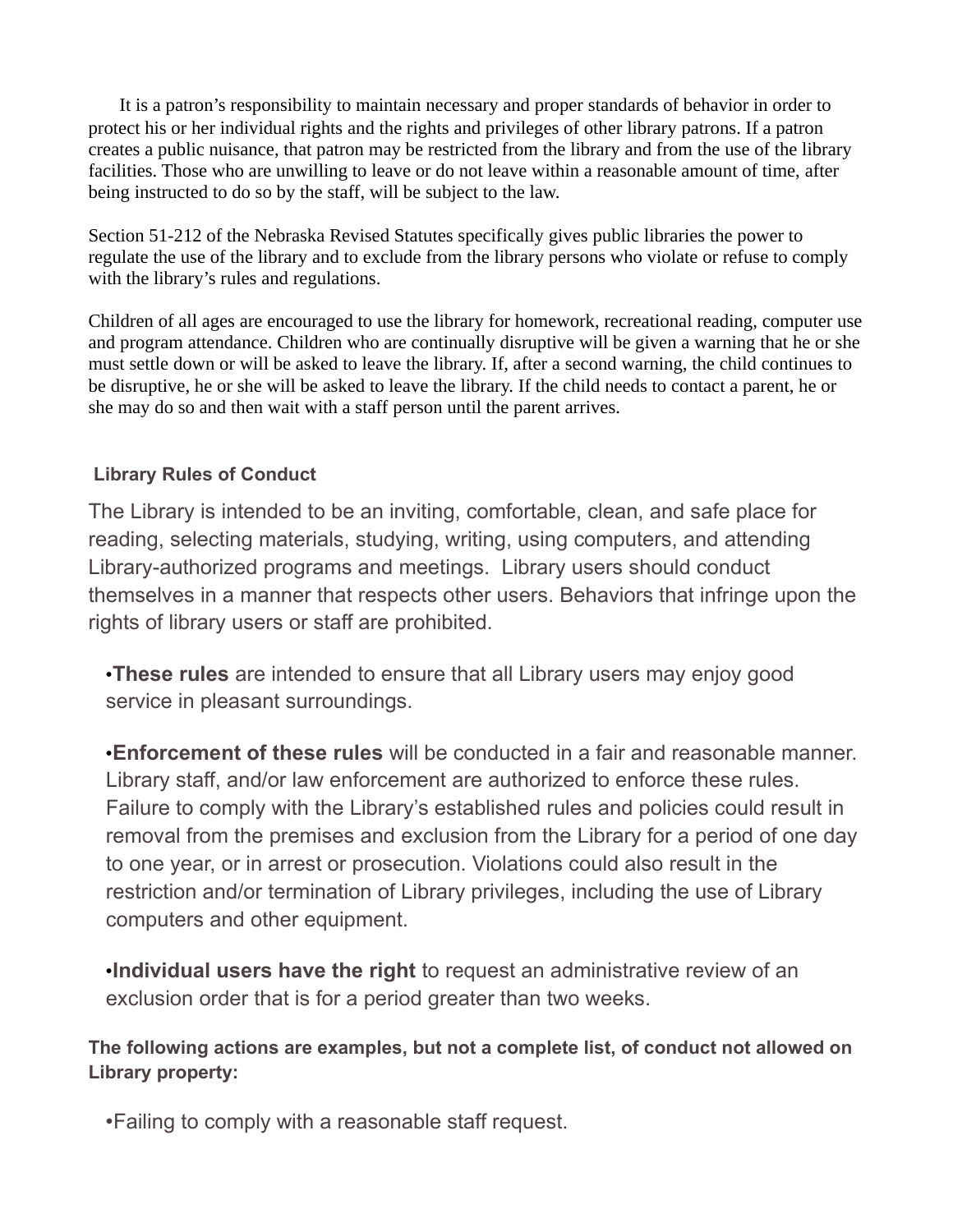It is a patron's responsibility to maintain necessary and proper standards of behavior in order to protect his or her individual rights and the rights and privileges of other library patrons. If a patron creates a public nuisance, that patron may be restricted from the library and from the use of the library facilities. Those who are unwilling to leave or do not leave within a reasonable amount of time, after being instructed to do so by the staff, will be subject to the law.

Section 51-212 of the Nebraska Revised Statutes specifically gives public libraries the power to regulate the use of the library and to exclude from the library persons who violate or refuse to comply with the library's rules and regulations.

Children of all ages are encouraged to use the library for homework, recreational reading, computer use and program attendance. Children who are continually disruptive will be given a warning that he or she must settle down or will be asked to leave the library. If, after a second warning, the child continues to be disruptive, he or she will be asked to leave the library. If the child needs to contact a parent, he or she may do so and then wait with a staff person until the parent arrives.

### Library Rules of Conduct

The Library is intended to be an inviting, comfortable, clean, and safe place for reading, selecting materials, studying, writing, using computers, and attending Library-authorized programs and meetings. Library users should conduct themselves in a manner that respects other users. Behaviors that infringe upon the rights of library users or staff are prohibited.

- **These rules** are intended to ensure that all Library users may enjoy good service in pleasant surroundings.
- **Enforcement of these rules** will be conducted in a fair and reasonable manner. Library staff, and/or law enforcement are authorized to enforce these rules. Failure to comply with the Library's established rules and policies could result in removal from the premises and exclusion from the Library for a period of one day to one year, or in arrest or prosecution. Violations could also result in the restriction and/or termination of Library privileges, including the use of Library computers and other equipment.
- **Individual users have the right** to request an administrative review of an exclusion order that is for a period greater than two weeks.

**The following actions are examples, but not a complete list, of conduct not allowed on Library property:**

- Failing to comply with a reasonable staff request.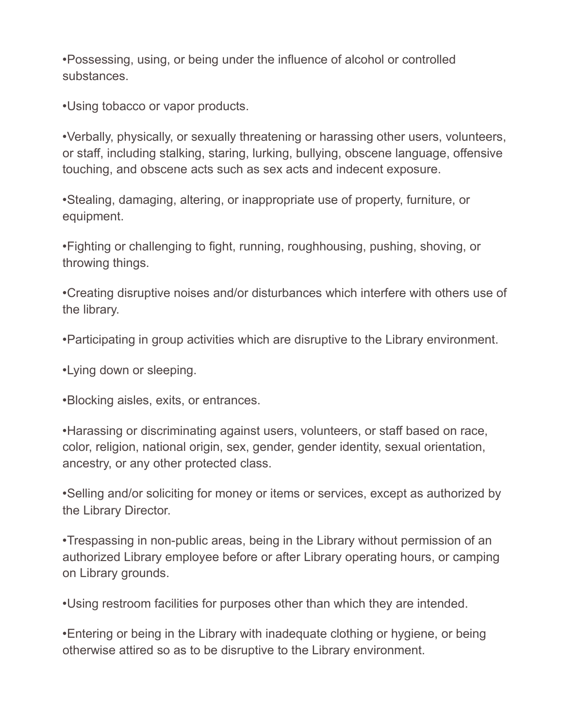•Possessing, using, or being under the influence of alcohol or controlled substances.

•Using tobacco or vapor products.

•Verbally, physically, or sexually threatening or harassing other users, volunteers, or staff, including stalking, staring, lurking, bullying, obscene language, offensive touching, and obscene acts such as sex acts and indecent exposure.

•Stealing, damaging, altering, or inappropriate use of property, furniture, or equipment.

•Fighting or challenging to fight, running, roughhousing, pushing, shoving, or throwing things.

•Creating disruptive noises and/or disturbances which interfere with others use of the library.

•Participating in group activities which are disruptive to the Library environment.

•Lying down or sleeping.

•Blocking aisles, exits, or entrances.

•Harassing or discriminating against users, volunteers, or staff based on race, color, religion, national origin, sex, gender, gender identity, sexual orientation, ancestry, or any other protected class.

•Selling and/or soliciting for money or items or services, except as authorized by the Library Director.

•Trespassing in non-public areas, being in the Library without permission of an authorized Library employee before or after Library operating hours, or camping on Library grounds.

•Using restroom facilities for purposes other than which they are intended.

•Entering or being in the Library with inadequate clothing or hygiene, or being otherwise attired so as to be disruptive to the Library environment.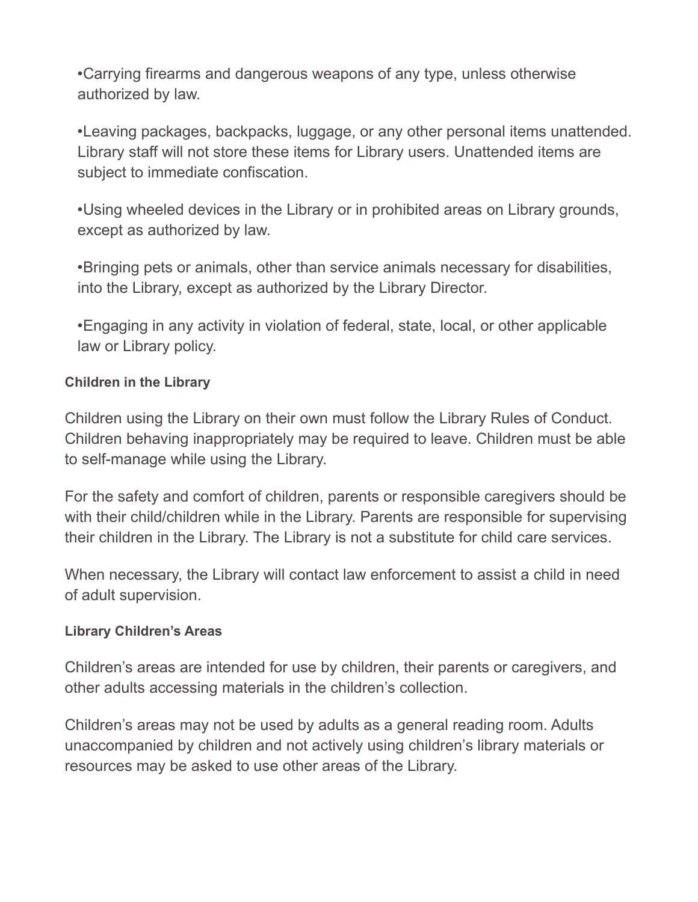•Carrying firearms and dangerous weapons of any type, unless otherwise authorized by law.

•Leaving packages, backpacks, luggage, or any other personal items unattended. Library staff will not store these items for Library users. Unattended items are subject to immediate confiscation.

•Using wheeled devices in the Library or in prohibited areas on Library grounds, except as authorized by law.

•Bringing pets or animals, other than service animals necessary for disabilities, into the Library, except as authorized by the Library Director.

•Engaging in any activity in violation of federal, state, local, or other applicable law or Library policy.

**Children in the Library**

Children using the Library on their own must follow the Library Rules of Conduct. Children behaving inappropriately may be required to leave. Children must be able to self-manage while using the Library.

For the safety and comfort of children, parents or responsible caregivers should be with their child/children while in the Library. Parents are responsible for supervising their children in the Library. The Library is not a substitute for child care services.

When necessary, the Library will contact law enforcement to assist a child in need of adult supervision.

**Library Children's Areas**

Children's areas are intended for use by children, their parents or caregivers, and other adults accessing materials in the children's collection.

Children's areas may not be used by adults as a general reading room. Adults unaccompanied by children and not actively using children's library materials or resources may be asked to use other areas of the Library.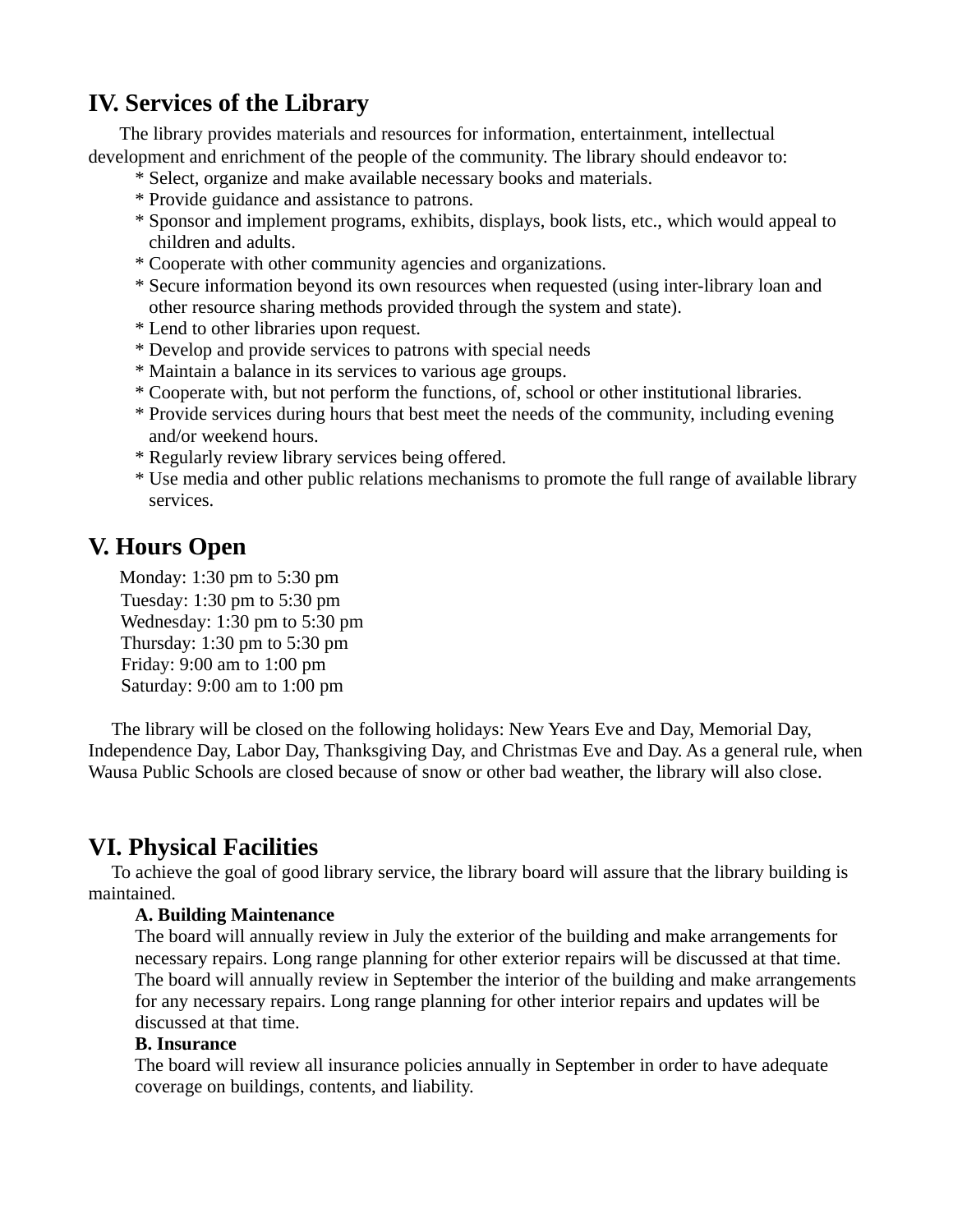## IV. Services of the Library

The library provides materials and resources for information, entertainment, intellectual development and enrichment of the people of the community. The library should endeavor to:

* Select, organize and make available necessary books and materials.
* Provide guidance and assistance to patrons.
* Sponsor and implement programs, exhibits, displays, book lists, etc., which would appeal to children and adults.
* Cooperate with other community agencies and organizations.
* Secure information beyond its own resources when requested (using inter-library loan and other resource sharing methods provided through the system and state).
* Lend to other libraries upon request.
* Develop and provide services to patrons with special needs
* Maintain a balance in its services to various age groups.
* Cooperate with, but not perform the functions, of, school or other institutional libraries.
* Provide services during hours that best meet the needs of the community, including evening and/or weekend hours.
* Regularly review library services being offered.
* Use media and other public relations mechanisms to promote the full range of available library services.

## V. Hours Open

Monday: 1:30 pm to 5:30 pm
Tuesday: 1:30 pm to 5:30 pm
Wednesday: 1:30 pm to 5:30 pm
Thursday: 1:30 pm to 5:30 pm
Friday: 9:00 am to 1:00 pm
Saturday: 9:00 am to 1:00 pm

The library will be closed on the following holidays: New Years Eve and Day, Memorial Day, Independence Day, Labor Day, Thanksgiving Day, and Christmas Eve and Day. As a general rule, when Wausa Public Schools are closed because of snow or other bad weather, the library will also close.

## VI. Physical Facilities

To achieve the goal of good library service, the library board will assure that the library building is maintained.

**A. Building Maintenance**

The board will annually review in July the exterior of the building and make arrangements for necessary repairs. Long range planning for other exterior repairs will be discussed at that time. The board will annually review in September the interior of the building and make arrangements for any necessary repairs. Long range planning for other interior repairs and updates will be discussed at that time.

**B. Insurance**

The board will review all insurance policies annually in September in order to have adequate coverage on buildings, contents, and liability.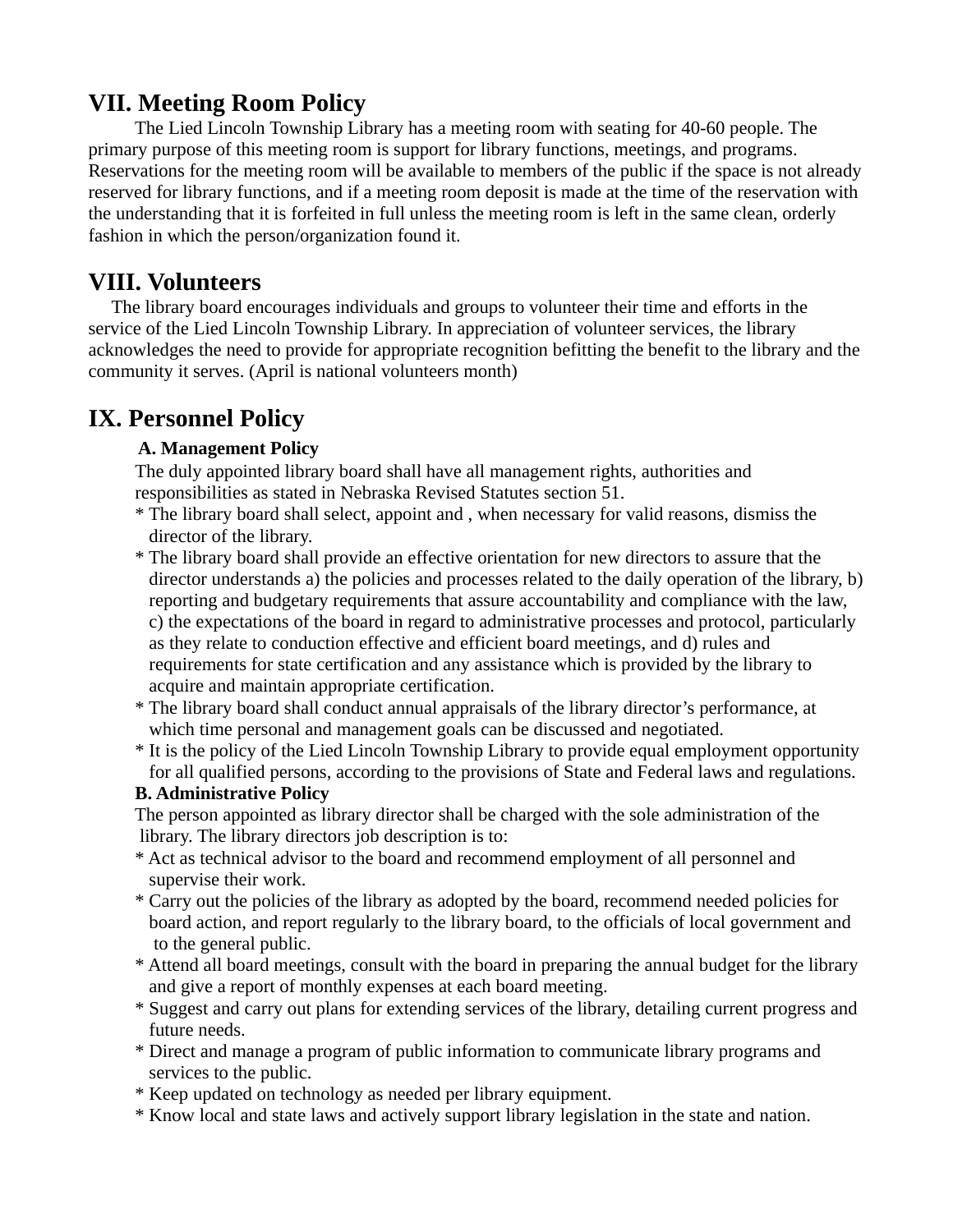## VII. Meeting Room Policy

The Lied Lincoln Township Library has a meeting room with seating for 40-60 people. The primary purpose of this meeting room is support for library functions, meetings, and programs. Reservations for the meeting room will be available to members of the public if the space is not already reserved for library functions, and if a meeting room deposit is made at the time of the reservation with the understanding that it is forfeited in full unless the meeting room is left in the same clean, orderly fashion in which the person/organization found it.

## VIII. Volunteers

The library board encourages individuals and groups to volunteer their time and efforts in the service of the Lied Lincoln Township Library. In appreciation of volunteer services, the library acknowledges the need to provide for appropriate recognition befitting the benefit to the library and the community it serves. (April is national volunteers month)

## IX. Personnel Policy

**A. Management Policy**

The duly appointed library board shall have all management rights, authorities and responsibilities as stated in Nebraska Revised Statutes section 51.

* The library board shall select, appoint and , when necessary for valid reasons, dismiss the director of the library.
* The library board shall provide an effective orientation for new directors to assure that the director understands a) the policies and processes related to the daily operation of the library, b) reporting and budgetary requirements that assure accountability and compliance with the law, c) the expectations of the board in regard to administrative processes and protocol, particularly as they relate to conduction effective and efficient board meetings, and d) rules and requirements for state certification and any assistance which is provided by the library to acquire and maintain appropriate certification.
* The library board shall conduct annual appraisals of the library director's performance, at which time personal and management goals can be discussed and negotiated.
* It is the policy of the Lied Lincoln Township Library to provide equal employment opportunity for all qualified persons, according to the provisions of State and Federal laws and regulations.

**B. Administrative Policy**

The person appointed as library director shall be charged with the sole administration of the library. The library directors job description is to:

* Act as technical advisor to the board and recommend employment of all personnel and supervise their work.
* Carry out the policies of the library as adopted by the board, recommend needed policies for board action, and report regularly to the library board, to the officials of local government and to the general public.
* Attend all board meetings, consult with the board in preparing the annual budget for the library and give a report of monthly expenses at each board meeting.
* Suggest and carry out plans for extending services of the library, detailing current progress and future needs.
* Direct and manage a program of public information to communicate library programs and services to the public.
* Keep updated on technology as needed per library equipment.
* Know local and state laws and actively support library legislation in the state and nation.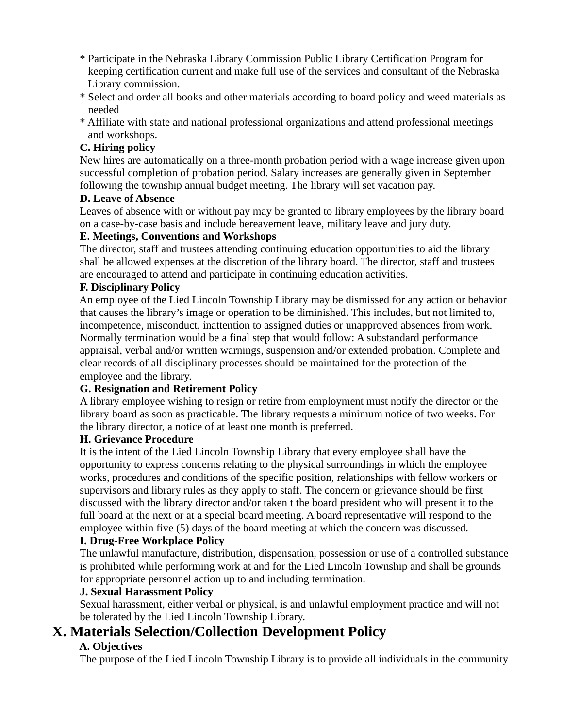* Participate in the Nebraska Library Commission Public Library Certification Program for keeping certification current and make full use of the services and consultant of the Nebraska Library commission.
* Select and order all books and other materials according to board policy and weed materials as needed
* Affiliate with state and national professional organizations and attend professional meetings and workshops.

**C. Hiring policy**

New hires are automatically on a three-month probation period with a wage increase given upon successful completion of probation period. Salary increases are generally given in September following the township annual budget meeting. The library will set vacation pay.

**D. Leave of Absence**

Leaves of absence with or without pay may be granted to library employees by the library board on a case-by-case basis and include bereavement leave, military leave and jury duty.

**E. Meetings, Conventions and Workshops**

The director, staff and trustees attending continuing education opportunities to aid the library shall be allowed expenses at the discretion of the library board. The director, staff and trustees are encouraged to attend and participate in continuing education activities.

**F. Disciplinary Policy**

An employee of the Lied Lincoln Township Library may be dismissed for any action or behavior that causes the library's image or operation to be diminished. This includes, but not limited to, incompetence, misconduct, inattention to assigned duties or unapproved absences from work. Normally termination would be a final step that would follow: A substandard performance appraisal, verbal and/or written warnings, suspension and/or extended probation. Complete and clear records of all disciplinary processes should be maintained for the protection of the employee and the library.

**G. Resignation and Retirement Policy**

A library employee wishing to resign or retire from employment must notify the director or the library board as soon as practicable. The library requests a minimum notice of two weeks. For the library director, a notice of at least one month is preferred.

**H. Grievance Procedure**

It is the intent of the Lied Lincoln Township Library that every employee shall have the opportunity to express concerns relating to the physical surroundings in which the employee works, procedures and conditions of the specific position, relationships with fellow workers or supervisors and library rules as they apply to staff. The concern or grievance should be first discussed with the library director and/or taken t the board president who will present it to the full board at the next or at a special board meeting. A board representative will respond to the employee within five (5) days of the board meeting at which the concern was discussed.

**I. Drug-Free Workplace Policy**

The unlawful manufacture, distribution, dispensation, possession or use of a controlled substance is prohibited while performing work at and for the Lied Lincoln Township and shall be grounds for appropriate personnel action up to and including termination.

**J. Sexual Harassment Policy**

Sexual harassment, either verbal or physical, is and unlawful employment practice and will not be tolerated by the Lied Lincoln Township Library.

# X. Materials Selection/Collection Development Policy

**A. Objectives**

The purpose of the Lied Lincoln Township Library is to provide all individuals in the community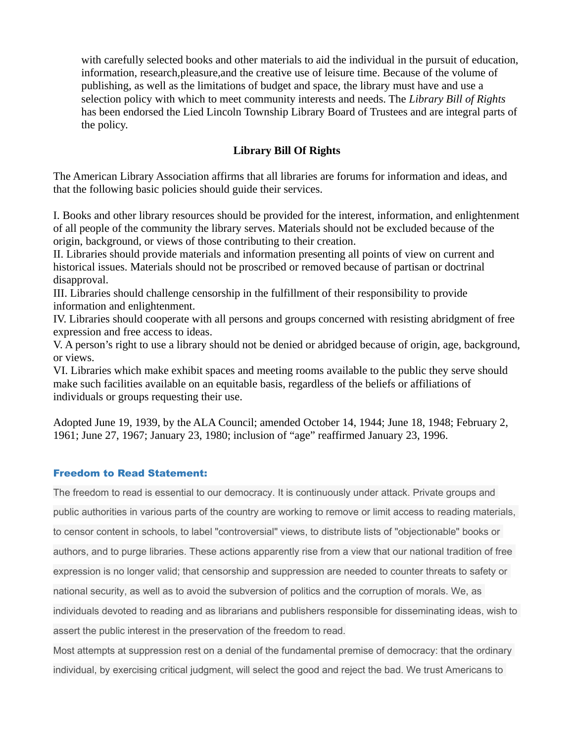with carefully selected books and other materials to aid the individual in the pursuit of education, information, research,pleasure,and the creative use of leisure time. Because of the volume of publishing, as well as the limitations of budget and space, the library must have and use a selection policy with which to meet community interests and needs. The *Library Bill of Rights* has been endorsed the Lied Lincoln Township Library Board of Trustees and are integral parts of the policy.

**Library Bill Of Rights**

The American Library Association affirms that all libraries are forums for information and ideas, and that the following basic policies should guide their services.

I. Books and other library resources should be provided for the interest, information, and enlightenment of all people of the community the library serves. Materials should not be excluded because of the origin, background, or views of those contributing to their creation.
II. Libraries should provide materials and information presenting all points of view on current and historical issues. Materials should not be proscribed or removed because of partisan or doctrinal disapproval.
III. Libraries should challenge censorship in the fulfillment of their responsibility to provide information and enlightenment.
IV. Libraries should cooperate with all persons and groups concerned with resisting abridgment of free expression and free access to ideas.
V. A person's right to use a library should not be denied or abridged because of origin, age, background, or views.
VI. Libraries which make exhibit spaces and meeting rooms available to the public they serve should make such facilities available on an equitable basis, regardless of the beliefs or affiliations of individuals or groups requesting their use.

Adopted June 19, 1939, by the ALA Council; amended October 14, 1944; June 18, 1948; February 2, 1961; June 27, 1967; January 23, 1980; inclusion of "age" reaffirmed January 23, 1996.

**Freedom to Read Statement:**

The freedom to read is essential to our democracy. It is continuously under attack. Private groups and public authorities in various parts of the country are working to remove or limit access to reading materials, to censor content in schools, to label "controversial" views, to distribute lists of "objectionable" books or authors, and to purge libraries. These actions apparently rise from a view that our national tradition of free expression is no longer valid; that censorship and suppression are needed to counter threats to safety or national security, as well as to avoid the subversion of politics and the corruption of morals. We, as individuals devoted to reading and as librarians and publishers responsible for disseminating ideas, wish to assert the public interest in the preservation of the freedom to read.

Most attempts at suppression rest on a denial of the fundamental premise of democracy: that the ordinary individual, by exercising critical judgment, will select the good and reject the bad. We trust Americans to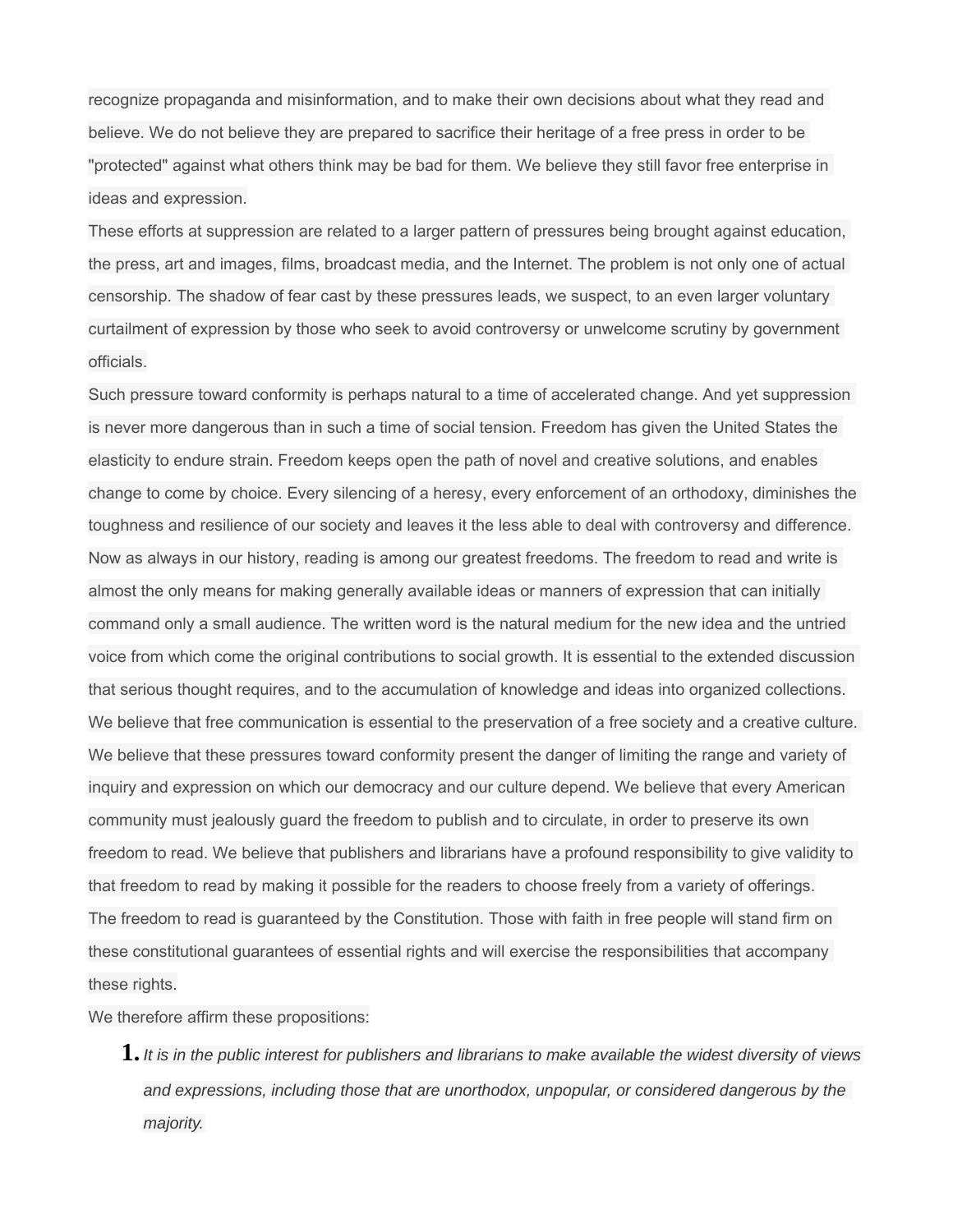recognize propaganda and misinformation, and to make their own decisions about what they read and believe. We do not believe they are prepared to sacrifice their heritage of a free press in order to be "protected" against what others think may be bad for them. We believe they still favor free enterprise in ideas and expression.

These efforts at suppression are related to a larger pattern of pressures being brought against education, the press, art and images, films, broadcast media, and the Internet. The problem is not only one of actual censorship. The shadow of fear cast by these pressures leads, we suspect, to an even larger voluntary curtailment of expression by those who seek to avoid controversy or unwelcome scrutiny by government officials.

Such pressure toward conformity is perhaps natural to a time of accelerated change. And yet suppression is never more dangerous than in such a time of social tension. Freedom has given the United States the elasticity to endure strain. Freedom keeps open the path of novel and creative solutions, and enables change to come by choice. Every silencing of a heresy, every enforcement of an orthodoxy, diminishes the toughness and resilience of our society and leaves it the less able to deal with controversy and difference.

Now as always in our history, reading is among our greatest freedoms. The freedom to read and write is almost the only means for making generally available ideas or manners of expression that can initially command only a small audience. The written word is the natural medium for the new idea and the untried voice from which come the original contributions to social growth. It is essential to the extended discussion that serious thought requires, and to the accumulation of knowledge and ideas into organized collections.

We believe that free communication is essential to the preservation of a free society and a creative culture. We believe that these pressures toward conformity present the danger of limiting the range and variety of inquiry and expression on which our democracy and our culture depend. We believe that every American community must jealously guard the freedom to publish and to circulate, in order to preserve its own freedom to read. We believe that publishers and librarians have a profound responsibility to give validity to that freedom to read by making it possible for the readers to choose freely from a variety of offerings.

The freedom to read is guaranteed by the Constitution. Those with faith in free people will stand firm on these constitutional guarantees of essential rights and will exercise the responsibilities that accompany these rights.

We therefore affirm these propositions:

1. *It is in the public interest for publishers and librarians to make available the widest diversity of views and expressions, including those that are unorthodox, unpopular, or considered dangerous by the majority.*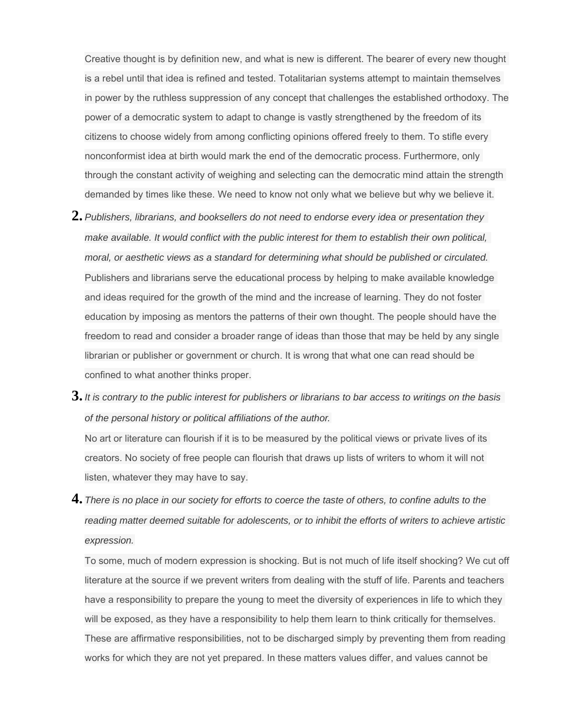Creative thought is by definition new, and what is new is different. The bearer of every new thought is a rebel until that idea is refined and tested. Totalitarian systems attempt to maintain themselves in power by the ruthless suppression of any concept that challenges the established orthodoxy. The power of a democratic system to adapt to change is vastly strengthened by the freedom of its citizens to choose widely from among conflicting opinions offered freely to them. To stifle every nonconformist idea at birth would mark the end of the democratic process. Furthermore, only through the constant activity of weighing and selecting can the democratic mind attain the strength demanded by times like these. We need to know not only what we believe but why we believe it.

2. *Publishers, librarians, and booksellers do not need to endorse every idea or presentation they make available. It would conflict with the public interest for them to establish their own political, moral, or aesthetic views as a standard for determining what should be published or circulated.*
   Publishers and librarians serve the educational process by helping to make available knowledge and ideas required for the growth of the mind and the increase of learning. They do not foster education by imposing as mentors the patterns of their own thought. The people should have the freedom to read and consider a broader range of ideas than those that may be held by any single librarian or publisher or government or church. It is wrong that what one can read should be confined to what another thinks proper.

3. *It is contrary to the public interest for publishers or librarians to bar access to writings on the basis of the personal history or political affiliations of the author.*
   No art or literature can flourish if it is to be measured by the political views or private lives of its creators. No society of free people can flourish that draws up lists of writers to whom it will not listen, whatever they may have to say.

4. *There is no place in our society for efforts to coerce the taste of others, to confine adults to the reading matter deemed suitable for adolescents, or to inhibit the efforts of writers to achieve artistic expression.*
   To some, much of modern expression is shocking. But is not much of life itself shocking? We cut off literature at the source if we prevent writers from dealing with the stuff of life. Parents and teachers have a responsibility to prepare the young to meet the diversity of experiences in life to which they will be exposed, as they have a responsibility to help them learn to think critically for themselves. These are affirmative responsibilities, not to be discharged simply by preventing them from reading works for which they are not yet prepared. In these matters values differ, and values cannot be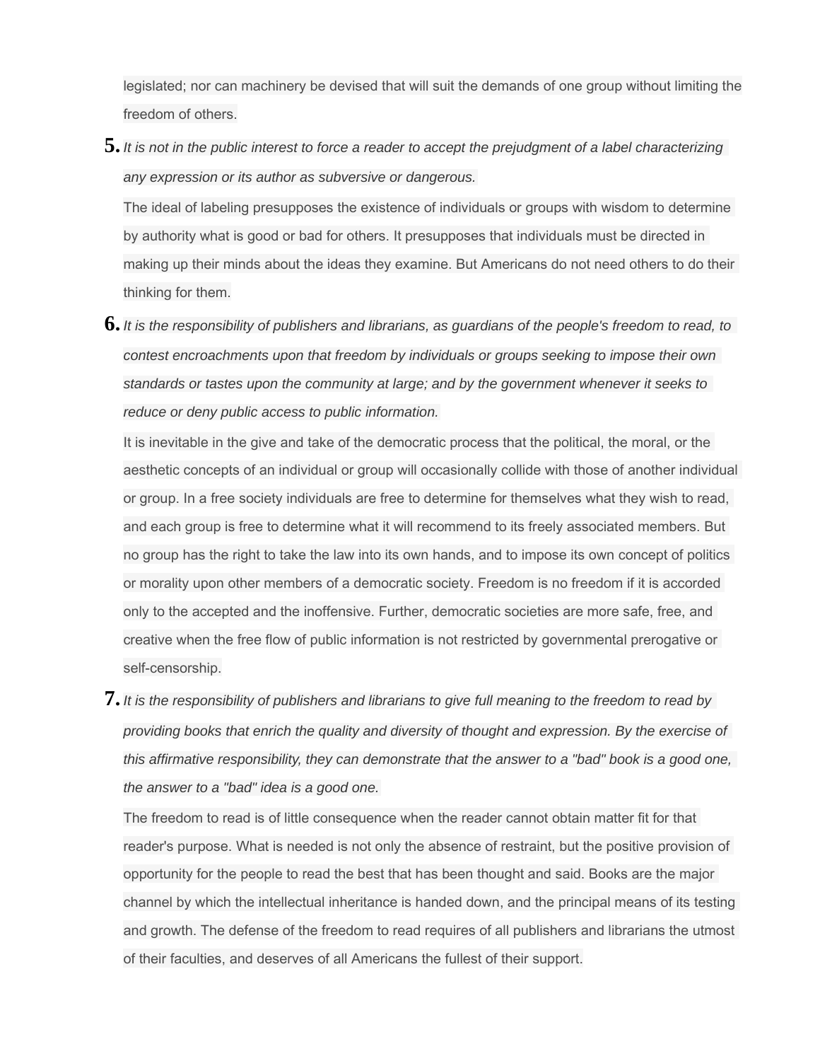legislated; nor can machinery be devised that will suit the demands of one group without limiting the freedom of others.

5. *It is not in the public interest to force a reader to accept the prejudgment of a label characterizing any expression or its author as subversive or dangerous.*

   The ideal of labeling presupposes the existence of individuals or groups with wisdom to determine by authority what is good or bad for others. It presupposes that individuals must be directed in making up their minds about the ideas they examine. But Americans do not need others to do their thinking for them.

6. *It is the responsibility of publishers and librarians, as guardians of the people's freedom to read, to contest encroachments upon that freedom by individuals or groups seeking to impose their own standards or tastes upon the community at large; and by the government whenever it seeks to reduce or deny public access to public information.*

   It is inevitable in the give and take of the democratic process that the political, the moral, or the aesthetic concepts of an individual or group will occasionally collide with those of another individual or group. In a free society individuals are free to determine for themselves what they wish to read, and each group is free to determine what it will recommend to its freely associated members. But no group has the right to take the law into its own hands, and to impose its own concept of politics or morality upon other members of a democratic society. Freedom is no freedom if it is accorded only to the accepted and the inoffensive. Further, democratic societies are more safe, free, and creative when the free flow of public information is not restricted by governmental prerogative or self-censorship.

7. *It is the responsibility of publishers and librarians to give full meaning to the freedom to read by providing books that enrich the quality and diversity of thought and expression. By the exercise of this affirmative responsibility, they can demonstrate that the answer to a "bad" book is a good one, the answer to a "bad" idea is a good one.*

   The freedom to read is of little consequence when the reader cannot obtain matter fit for that reader's purpose. What is needed is not only the absence of restraint, but the positive provision of opportunity for the people to read the best that has been thought and said. Books are the major channel by which the intellectual inheritance is handed down, and the principal means of its testing and growth. The defense of the freedom to read requires of all publishers and librarians the utmost of their faculties, and deserves of all Americans the fullest of their support.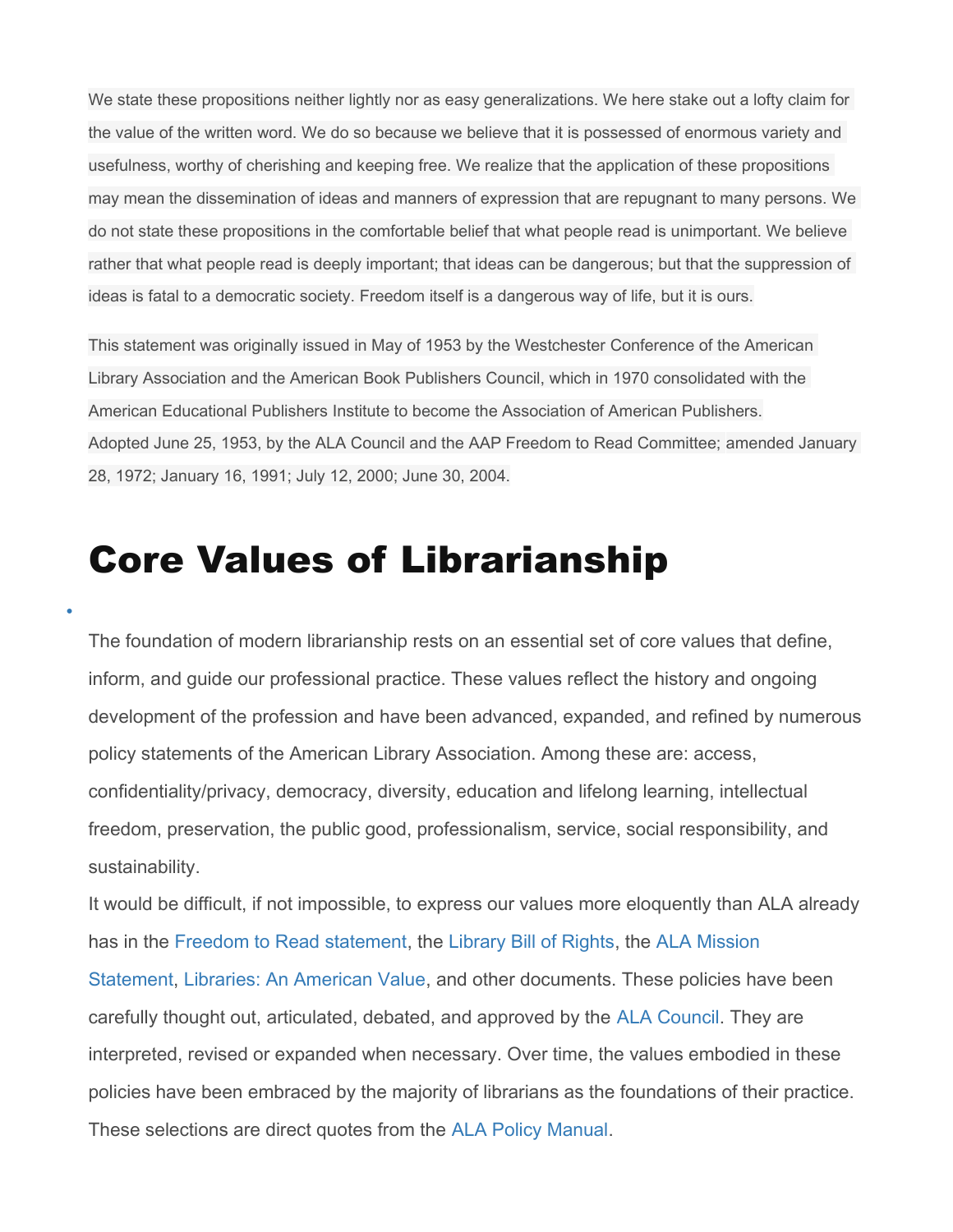We state these propositions neither lightly nor as easy generalizations. We here stake out a lofty claim for the value of the written word. We do so because we believe that it is possessed of enormous variety and usefulness, worthy of cherishing and keeping free. We realize that the application of these propositions may mean the dissemination of ideas and manners of expression that are repugnant to many persons. We do not state these propositions in the comfortable belief that what people read is unimportant. We believe rather that what people read is deeply important; that ideas can be dangerous; but that the suppression of ideas is fatal to a democratic society. Freedom itself is a dangerous way of life, but it is ours.

This statement was originally issued in May of 1953 by the Westchester Conference of the American Library Association and the American Book Publishers Council, which in 1970 consolidated with the American Educational Publishers Institute to become the Association of American Publishers.
Adopted June 25, 1953, by the ALA Council and the AAP Freedom to Read Committee; amended January 28, 1972; January 16, 1991; July 12, 2000; June 30, 2004.

# Core Values of Librarianship

The foundation of modern librarianship rests on an essential set of core values that define, inform, and guide our professional practice. These values reflect the history and ongoing development of the profession and have been advanced, expanded, and refined by numerous policy statements of the American Library Association. Among these are: access, confidentiality/privacy, democracy, diversity, education and lifelong learning, intellectual freedom, preservation, the public good, professionalism, service, social responsibility, and sustainability.

It would be difficult, if not impossible, to express our values more eloquently than ALA already has in the Freedom to Read statement, the Library Bill of Rights, the ALA Mission Statement, Libraries: An American Value, and other documents. These policies have been carefully thought out, articulated, debated, and approved by the ALA Council. They are interpreted, revised or expanded when necessary. Over time, the values embodied in these policies have been embraced by the majority of librarians as the foundations of their practice. These selections are direct quotes from the ALA Policy Manual.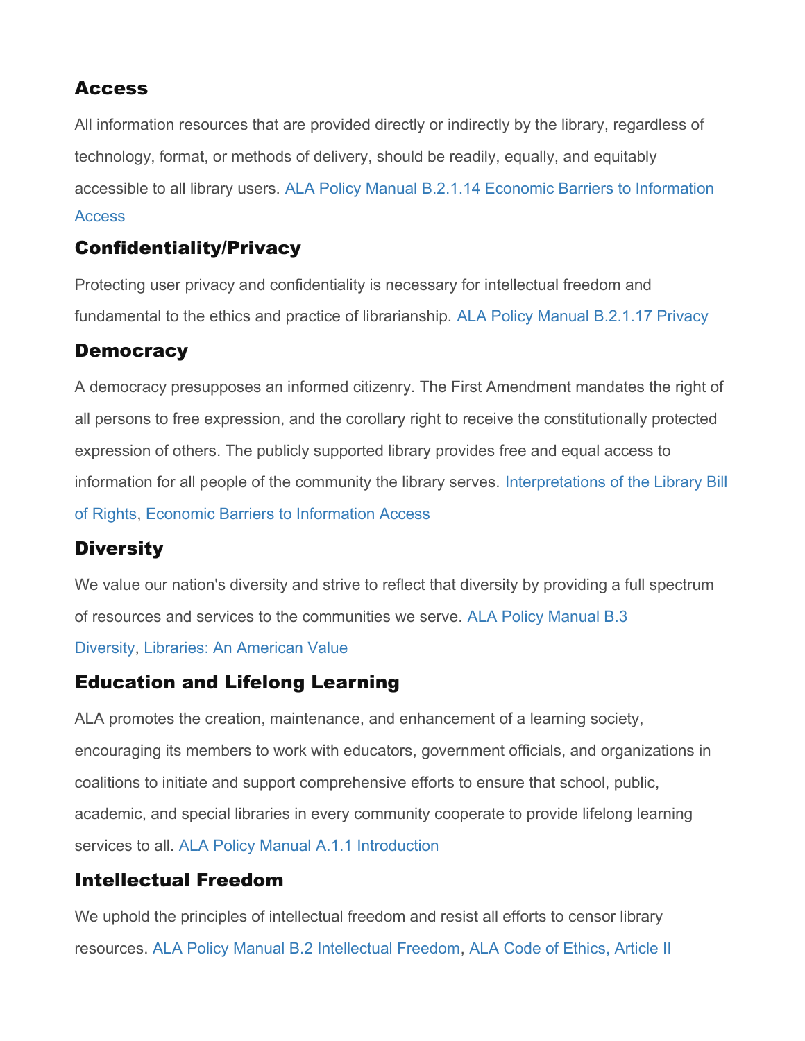### Access

All information resources that are provided directly or indirectly by the library, regardless of technology, format, or methods of delivery, should be readily, equally, and equitably accessible to all library users. ALA Policy Manual B.2.1.14 Economic Barriers to Information Access

### Confidentiality/Privacy

Protecting user privacy and confidentiality is necessary for intellectual freedom and fundamental to the ethics and practice of librarianship. ALA Policy Manual B.2.1.17 Privacy

### Democracy

A democracy presupposes an informed citizenry. The First Amendment mandates the right of all persons to free expression, and the corollary right to receive the constitutionally protected expression of others. The publicly supported library provides free and equal access to information for all people of the community the library serves. Interpretations of the Library Bill of Rights, Economic Barriers to Information Access

### Diversity

We value our nation's diversity and strive to reflect that diversity by providing a full spectrum of resources and services to the communities we serve. ALA Policy Manual B.3 Diversity, Libraries: An American Value

### Education and Lifelong Learning

ALA promotes the creation, maintenance, and enhancement of a learning society, encouraging its members to work with educators, government officials, and organizations in coalitions to initiate and support comprehensive efforts to ensure that school, public, academic, and special libraries in every community cooperate to provide lifelong learning services to all. ALA Policy Manual A.1.1 Introduction

### Intellectual Freedom

We uphold the principles of intellectual freedom and resist all efforts to censor library resources. ALA Policy Manual B.2 Intellectual Freedom, ALA Code of Ethics, Article II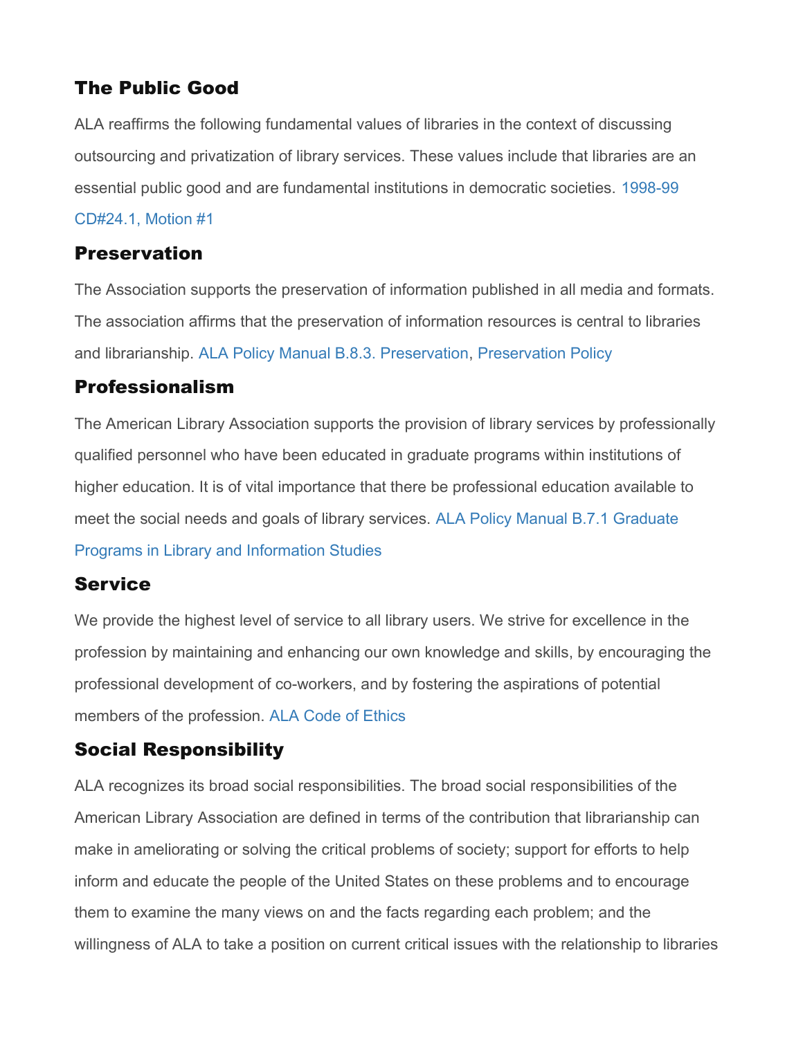## The Public Good

ALA reaffirms the following fundamental values of libraries in the context of discussing outsourcing and privatization of library services. These values include that libraries are an essential public good and are fundamental institutions in democratic societies. 1998-99 CD#24.1, Motion #1

## Preservation

The Association supports the preservation of information published in all media and formats. The association affirms that the preservation of information resources is central to libraries and librarianship. ALA Policy Manual B.8.3. Preservation, Preservation Policy

## Professionalism

The American Library Association supports the provision of library services by professionally qualified personnel who have been educated in graduate programs within institutions of higher education. It is of vital importance that there be professional education available to meet the social needs and goals of library services. ALA Policy Manual B.7.1 Graduate Programs in Library and Information Studies

## Service

We provide the highest level of service to all library users. We strive for excellence in the profession by maintaining and enhancing our own knowledge and skills, by encouraging the professional development of co-workers, and by fostering the aspirations of potential members of the profession. ALA Code of Ethics

## Social Responsibility

ALA recognizes its broad social responsibilities. The broad social responsibilities of the American Library Association are defined in terms of the contribution that librarianship can make in ameliorating or solving the critical problems of society; support for efforts to help inform and educate the people of the United States on these problems and to encourage them to examine the many views on and the facts regarding each problem; and the willingness of ALA to take a position on current critical issues with the relationship to libraries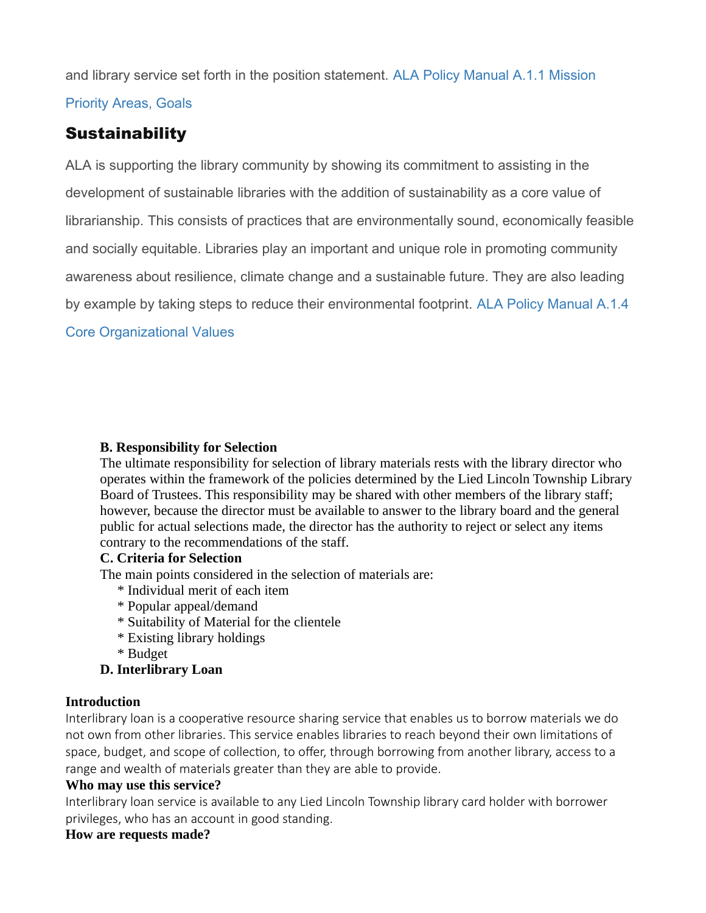and library service set forth in the position statement. ALA Policy Manual A.1.1 Mission Priority Areas, Goals

## Sustainability

ALA is supporting the library community by showing its commitment to assisting in the development of sustainable libraries with the addition of sustainability as a core value of librarianship. This consists of practices that are environmentally sound, economically feasible and socially equitable. Libraries play an important and unique role in promoting community awareness about resilience, climate change and a sustainable future. They are also leading by example by taking steps to reduce their environmental footprint. ALA Policy Manual A.1.4 Core Organizational Values

**B. Responsibility for Selection**

The ultimate responsibility for selection of library materials rests with the library director who operates within the framework of the policies determined by the Lied Lincoln Township Library Board of Trustees. This responsibility may be shared with other members of the library staff; however, because the director must be available to answer to the library board and the general public for actual selections made, the director has the authority to reject or select any items contrary to the recommendations of the staff.

**C. Criteria for Selection**

The main points considered in the selection of materials are:

* Individual merit of each item
* Popular appeal/demand
* Suitability of Material for the clientele
* Existing library holdings
* Budget

**D. Interlibrary Loan**

**Introduction**

Interlibrary loan is a cooperative resource sharing service that enables us to borrow materials we do not own from other libraries. This service enables libraries to reach beyond their own limitations of space, budget, and scope of collection, to offer, through borrowing from another library, access to a range and wealth of materials greater than they are able to provide.

**Who may use this service?**

Interlibrary loan service is available to any Lied Lincoln Township library card holder with borrower privileges, who has an account in good standing.

**How are requests made?**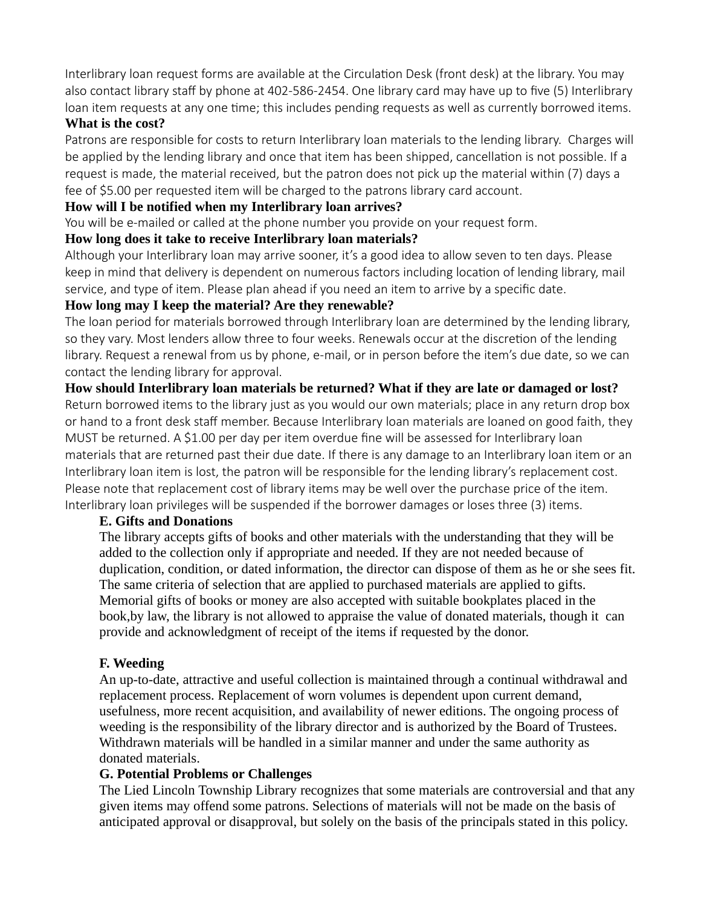Interlibrary loan request forms are available at the Circulation Desk (front desk) at the library. You may also contact library staff by phone at 402-586-2454. One library card may have up to five (5) Interlibrary loan item requests at any one time; this includes pending requests as well as currently borrowed items.

**What is the cost?**

Patrons are responsible for costs to return Interlibrary loan materials to the lending library. Charges will be applied by the lending library and once that item has been shipped, cancellation is not possible. If a request is made, the material received, but the patron does not pick up the material within (7) days a fee of $5.00 per requested item will be charged to the patrons library card account.

**How will I be notified when my Interlibrary loan arrives?**

You will be e-mailed or called at the phone number you provide on your request form.

**How long does it take to receive Interlibrary loan materials?**

Although your Interlibrary loan may arrive sooner, it's a good idea to allow seven to ten days. Please keep in mind that delivery is dependent on numerous factors including location of lending library, mail service, and type of item. Please plan ahead if you need an item to arrive by a specific date.

**How long may I keep the material? Are they renewable?**

The loan period for materials borrowed through Interlibrary loan are determined by the lending library, so they vary. Most lenders allow three to four weeks. Renewals occur at the discretion of the lending library. Request a renewal from us by phone, e-mail, or in person before the item's due date, so we can contact the lending library for approval.

**How should Interlibrary loan materials be returned? What if they are late or damaged or lost?**

Return borrowed items to the library just as you would our own materials; place in any return drop box or hand to a front desk staff member. Because Interlibrary loan materials are loaned on good faith, they MUST be returned. A $1.00 per day per item overdue fine will be assessed for Interlibrary loan materials that are returned past their due date. If there is any damage to an Interlibrary loan item or an Interlibrary loan item is lost, the patron will be responsible for the lending library's replacement cost. Please note that replacement cost of library items may be well over the purchase price of the item. Interlibrary loan privileges will be suspended if the borrower damages or loses three (3) items.

**E. Gifts and Donations**

The library accepts gifts of books and other materials with the understanding that they will be added to the collection only if appropriate and needed. If they are not needed because of duplication, condition, or dated information, the director can dispose of them as he or she sees fit. The same criteria of selection that are applied to purchased materials are applied to gifts. Memorial gifts of books or money are also accepted with suitable bookplates placed in the book,by law, the library is not allowed to appraise the value of donated materials, though it can provide and acknowledgment of receipt of the items if requested by the donor.

**F. Weeding**

An up-to-date, attractive and useful collection is maintained through a continual withdrawal and replacement process. Replacement of worn volumes is dependent upon current demand, usefulness, more recent acquisition, and availability of newer editions. The ongoing process of weeding is the responsibility of the library director and is authorized by the Board of Trustees. Withdrawn materials will be handled in a similar manner and under the same authority as donated materials.

**G. Potential Problems or Challenges**

The Lied Lincoln Township Library recognizes that some materials are controversial and that any given items may offend some patrons. Selections of materials will not be made on the basis of anticipated approval or disapproval, but solely on the basis of the principals stated in this policy.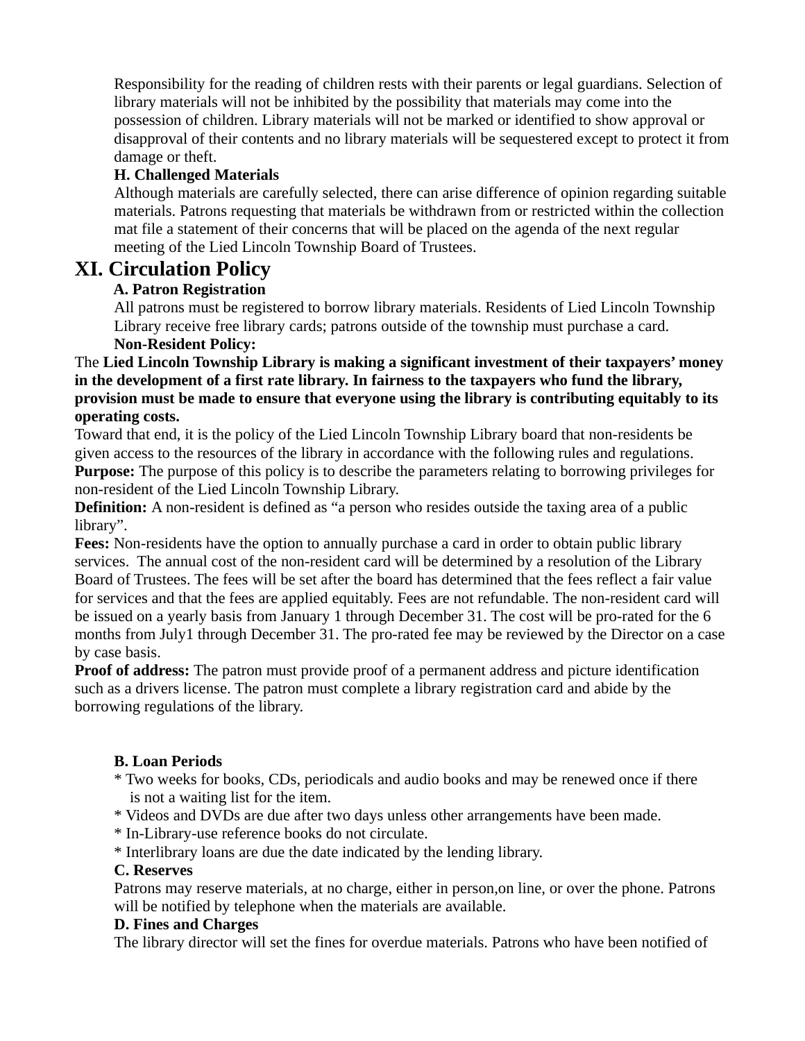Responsibility for the reading of children rests with their parents or legal guardians. Selection of library materials will not be inhibited by the possibility that materials may come into the possession of children. Library materials will not be marked or identified to show approval or disapproval of their contents and no library materials will be sequestered except to protect it from damage or theft.

**H. Challenged Materials**

Although materials are carefully selected, there can arise difference of opinion regarding suitable materials. Patrons requesting that materials be withdrawn from or restricted within the collection mat file a statement of their concerns that will be placed on the agenda of the next regular meeting of the Lied Lincoln Township Board of Trustees.

# XI. Circulation Policy

**A. Patron Registration**

All patrons must be registered to borrow library materials. Residents of Lied Lincoln Township Library receive free library cards; patrons outside of the township must purchase a card.

**Non-Resident Policy:**

The **Lied Lincoln Township Library is making a significant investment of their taxpayers' money in the development of a first rate library. In fairness to the taxpayers who fund the library, provision must be made to ensure that everyone using the library is contributing equitably to its operating costs.**

Toward that end, it is the policy of the Lied Lincoln Township Library board that non-residents be given access to the resources of the library in accordance with the following rules and regulations.

**Purpose:** The purpose of this policy is to describe the parameters relating to borrowing privileges for non-resident of the Lied Lincoln Township Library.

**Definition:** A non-resident is defined as "a person who resides outside the taxing area of a public library".

**Fees:** Non-residents have the option to annually purchase a card in order to obtain public library services. The annual cost of the non-resident card will be determined by a resolution of the Library Board of Trustees. The fees will be set after the board has determined that the fees reflect a fair value for services and that the fees are applied equitably. Fees are not refundable. The non-resident card will be issued on a yearly basis from January 1 through December 31. The cost will be pro-rated for the 6 months from July1 through December 31. The pro-rated fee may be reviewed by the Director on a case by case basis.

**Proof of address:** The patron must provide proof of a permanent address and picture identification such as a drivers license. The patron must complete a library registration card and abide by the borrowing regulations of the library.

**B. Loan Periods**

* Two weeks for books, CDs, periodicals and audio books and may be renewed once if there is not a waiting list for the item.
* Videos and DVDs are due after two days unless other arrangements have been made.
* In-Library-use reference books do not circulate.
* Interlibrary loans are due the date indicated by the lending library.

**C. Reserves**

Patrons may reserve materials, at no charge, either in person,on line, or over the phone. Patrons will be notified by telephone when the materials are available.

**D. Fines and Charges**

The library director will set the fines for overdue materials. Patrons who have been notified of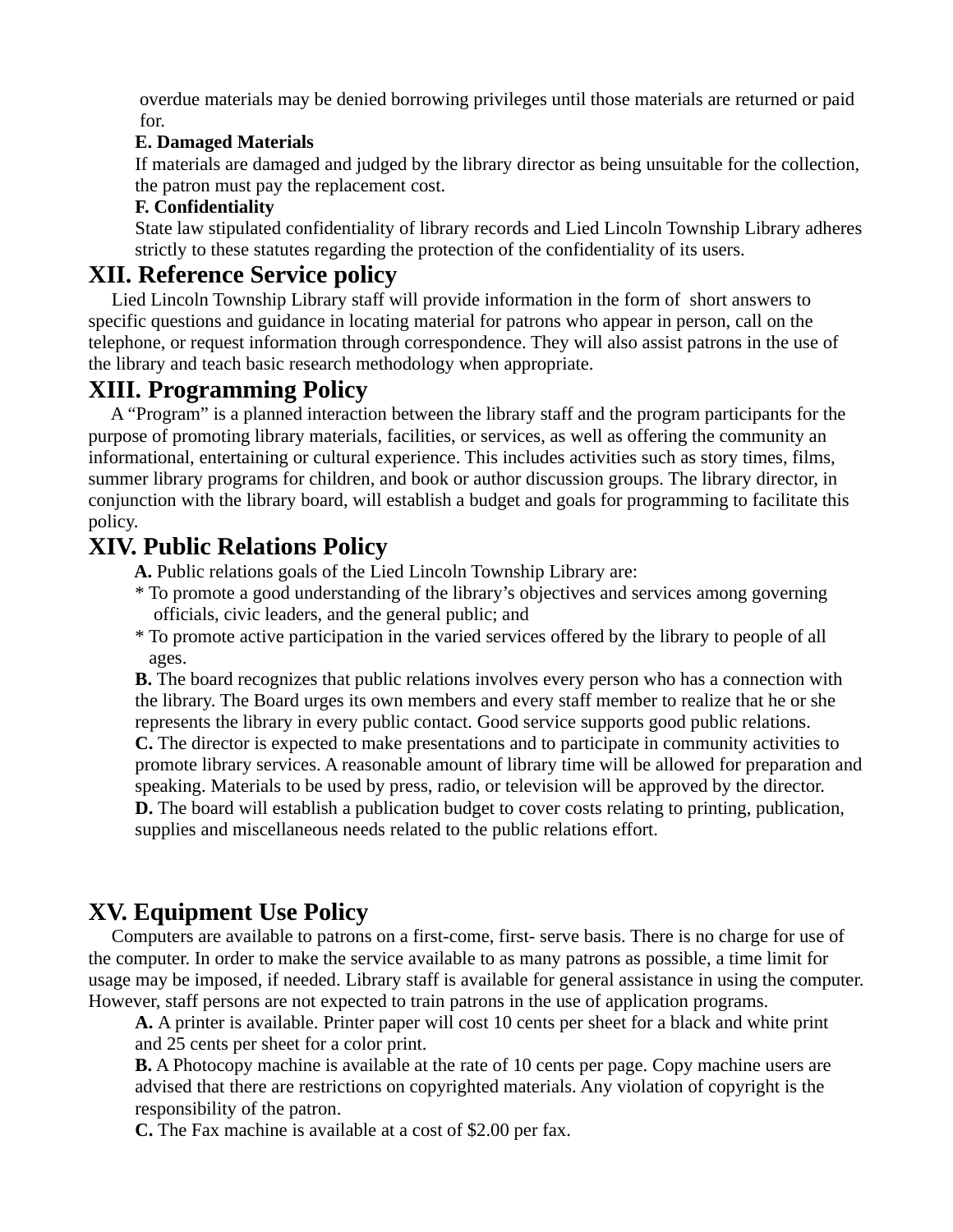overdue materials may be denied borrowing privileges until those materials are returned or paid for.

**E. Damaged Materials**

If materials are damaged and judged by the library director as being unsuitable for the collection, the patron must pay the replacement cost.

**F. Confidentiality**

State law stipulated confidentiality of library records and Lied Lincoln Township Library adheres strictly to these statutes regarding the protection of the confidentiality of its users.

## XII. Reference Service policy

Lied Lincoln Township Library staff will provide information in the form of short answers to specific questions and guidance in locating material for patrons who appear in person, call on the telephone, or request information through correspondence. They will also assist patrons in the use of the library and teach basic research methodology when appropriate.

## XIII. Programming Policy

A "Program" is a planned interaction between the library staff and the program participants for the purpose of promoting library materials, facilities, or services, as well as offering the community an informational, entertaining or cultural experience. This includes activities such as story times, films, summer library programs for children, and book or author discussion groups. The library director, in conjunction with the library board, will establish a budget and goals for programming to facilitate this policy.

## XIV. Public Relations Policy

**A.** Public relations goals of the Lied Lincoln Township Library are:

* To promote a good understanding of the library's objectives and services among governing officials, civic leaders, and the general public; and
* To promote active participation in the varied services offered by the library to people of all ages.

**B.** The board recognizes that public relations involves every person who has a connection with the library. The Board urges its own members and every staff member to realize that he or she represents the library in every public contact. Good service supports good public relations.

**C.** The director is expected to make presentations and to participate in community activities to promote library services. A reasonable amount of library time will be allowed for preparation and speaking. Materials to be used by press, radio, or television will be approved by the director.

**D.** The board will establish a publication budget to cover costs relating to printing, publication, supplies and miscellaneous needs related to the public relations effort.

## XV. Equipment Use Policy

Computers are available to patrons on a first-come, first- serve basis. There is no charge for use of the computer. In order to make the service available to as many patrons as possible, a time limit for usage may be imposed, if needed. Library staff is available for general assistance in using the computer. However, staff persons are not expected to train patrons in the use of application programs.

**A.** A printer is available. Printer paper will cost 10 cents per sheet for a black and white print and 25 cents per sheet for a color print.

**B.** A Photocopy machine is available at the rate of 10 cents per page. Copy machine users are advised that there are restrictions on copyrighted materials. Any violation of copyright is the responsibility of the patron.

**C.** The Fax machine is available at a cost of $2.00 per fax.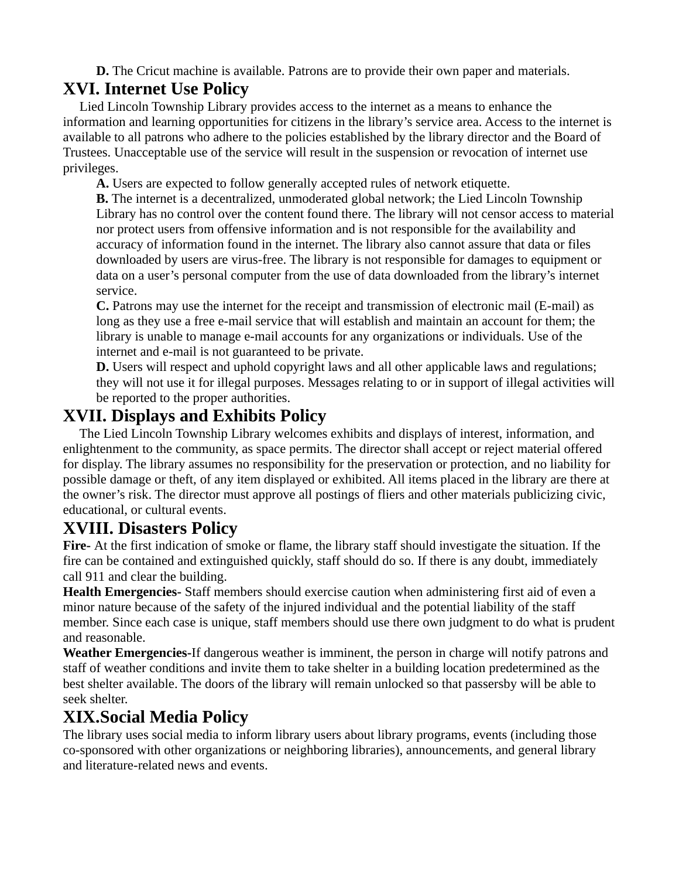**D.** The Cricut machine is available. Patrons are to provide their own paper and materials.

## XVI. Internet Use Policy

Lied Lincoln Township Library provides access to the internet as a means to enhance the information and learning opportunities for citizens in the library's service area. Access to the internet is available to all patrons who adhere to the policies established by the library director and the Board of Trustees. Unacceptable use of the service will result in the suspension or revocation of internet use privileges.

**A.** Users are expected to follow generally accepted rules of network etiquette.

**B.** The internet is a decentralized, unmoderated global network; the Lied Lincoln Township Library has no control over the content found there. The library will not censor access to material nor protect users from offensive information and is not responsible for the availability and accuracy of information found in the internet. The library also cannot assure that data or files downloaded by users are virus-free. The library is not responsible for damages to equipment or data on a user's personal computer from the use of data downloaded from the library's internet service.

**C.** Patrons may use the internet for the receipt and transmission of electronic mail (E-mail) as long as they use a free e-mail service that will establish and maintain an account for them; the library is unable to manage e-mail accounts for any organizations or individuals. Use of the internet and e-mail is not guaranteed to be private.

**D.** Users will respect and uphold copyright laws and all other applicable laws and regulations; they will not use it for illegal purposes. Messages relating to or in support of illegal activities will be reported to the proper authorities.

## XVII. Displays and Exhibits Policy

The Lied Lincoln Township Library welcomes exhibits and displays of interest, information, and enlightenment to the community, as space permits. The director shall accept or reject material offered for display. The library assumes no responsibility for the preservation or protection, and no liability for possible damage or theft, of any item displayed or exhibited. All items placed in the library are there at the owner's risk. The director must approve all postings of fliers and other materials publicizing civic, educational, or cultural events.

## XVIII. Disasters Policy

**Fire-** At the first indication of smoke or flame, the library staff should investigate the situation. If the fire can be contained and extinguished quickly, staff should do so. If there is any doubt, immediately call 911 and clear the building.

**Health Emergencies-** Staff members should exercise caution when administering first aid of even a minor nature because of the safety of the injured individual and the potential liability of the staff member. Since each case is unique, staff members should use there own judgment to do what is prudent and reasonable.

**Weather Emergencies-**If dangerous weather is imminent, the person in charge will notify patrons and staff of weather conditions and invite them to take shelter in a building location predetermined as the best shelter available. The doors of the library will remain unlocked so that passersby will be able to seek shelter.

## XIX.Social Media Policy

The library uses social media to inform library users about library programs, events (including those co-sponsored with other organizations or neighboring libraries), announcements, and general library and literature-related news and events.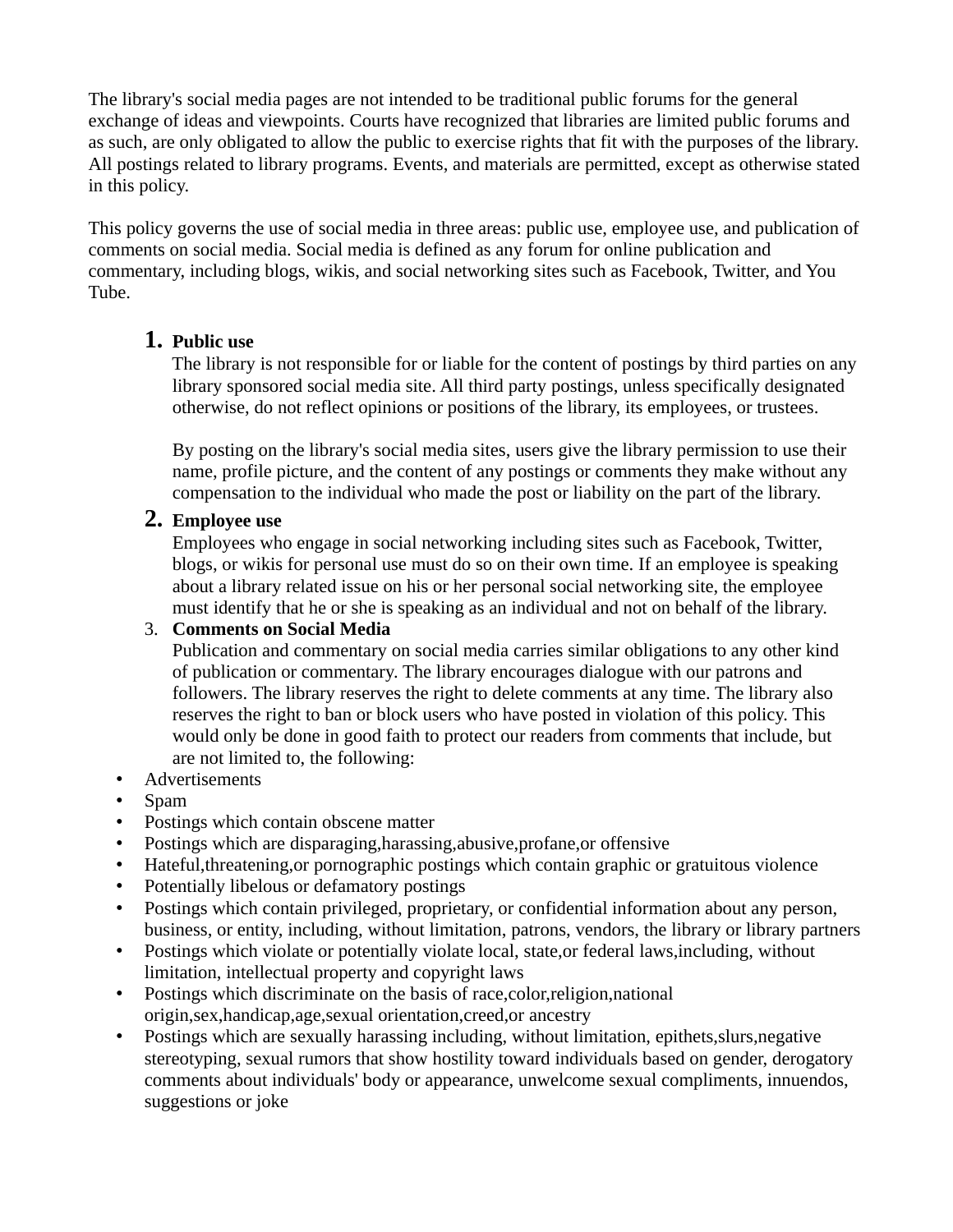The library's social media pages are not intended to be traditional public forums for the general exchange of ideas and viewpoints. Courts have recognized that libraries are limited public forums and as such, are only obligated to allow the public to exercise rights that fit with the purposes of the library. All postings related to library programs. Events, and materials are permitted, except as otherwise stated in this policy.

This policy governs the use of social media in three areas: public use, employee use, and publication of comments on social media. Social media is defined as any forum for online publication and commentary, including blogs, wikis, and social networking sites such as Facebook, Twitter, and You Tube.

1. **Public use**
   The library is not responsible for or liable for the content of postings by third parties on any library sponsored social media site. All third party postings, unless specifically designated otherwise, do not reflect opinions or positions of the library, its employees, or trustees.

   By posting on the library's social media sites, users give the library permission to use their name, profile picture, and the content of any postings or comments they make without any compensation to the individual who made the post or liability on the part of the library.
2. **Employee use**
   Employees who engage in social networking including sites such as Facebook, Twitter, blogs, or wikis for personal use must do so on their own time. If an employee is speaking about a library related issue on his or her personal social networking site, the employee must identify that he or she is speaking as an individual and not on behalf of the library.
3. **Comments on Social Media**
   Publication and commentary on social media carries similar obligations to any other kind of publication or commentary. The library encourages dialogue with our patrons and followers. The library reserves the right to delete comments at any time. The library also reserves the right to ban or block users who have posted in violation of this policy. This would only be done in good faith to protect our readers from comments that include, but are not limited to, the following:

- Advertisements
- Spam
- Postings which contain obscene matter
- Postings which are disparaging,harassing,abusive,profane,or offensive
- Hateful,threatening,or pornographic postings which contain graphic or gratuitous violence
- Potentially libelous or defamatory postings
- Postings which contain privileged, proprietary, or confidential information about any person, business, or entity, including, without limitation, patrons, vendors, the library or library partners
- Postings which violate or potentially violate local, state,or federal laws,including, without limitation, intellectual property and copyright laws
- Postings which discriminate on the basis of race,color,religion,national origin,sex,handicap,age,sexual orientation,creed,or ancestry
- Postings which are sexually harassing including, without limitation, epithets,slurs,negative stereotyping, sexual rumors that show hostility toward individuals based on gender, derogatory comments about individuals' body or appearance, unwelcome sexual compliments, innuendos, suggestions or joke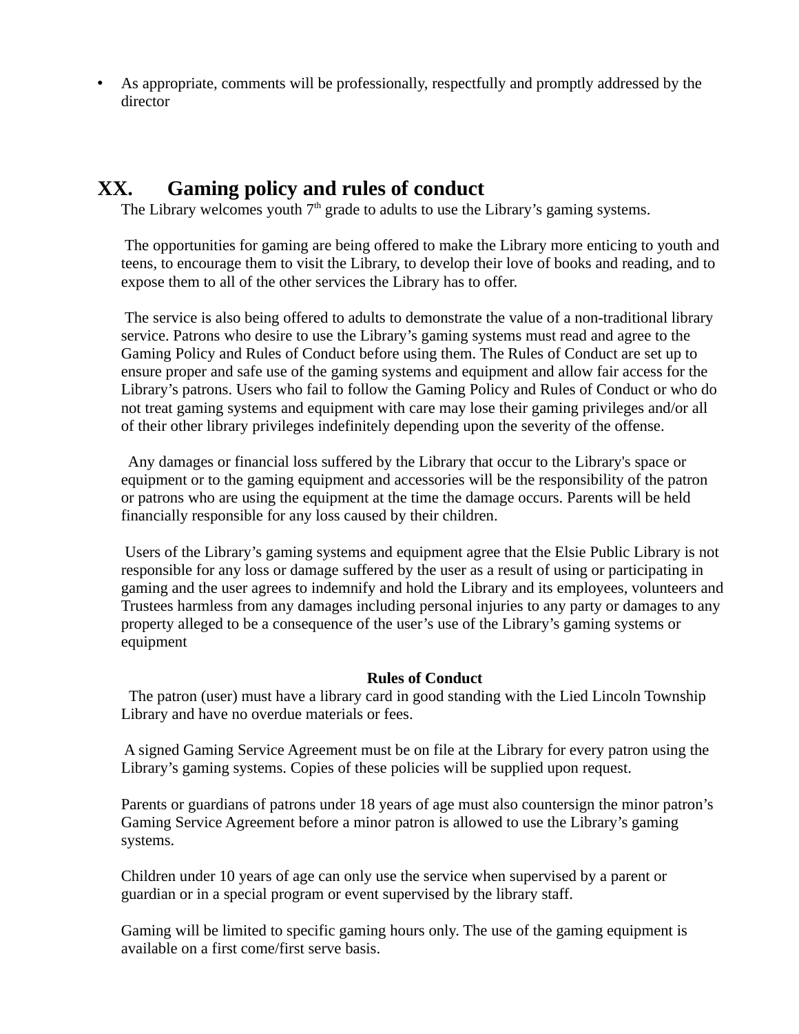- As appropriate, comments will be professionally, respectfully and promptly addressed by the director

## XX. Gaming policy and rules of conduct

The Library welcomes youth 7th grade to adults to use the Library's gaming systems.

The opportunities for gaming are being offered to make the Library more enticing to youth and teens, to encourage them to visit the Library, to develop their love of books and reading, and to expose them to all of the other services the Library has to offer.

The service is also being offered to adults to demonstrate the value of a non-traditional library service. Patrons who desire to use the Library's gaming systems must read and agree to the Gaming Policy and Rules of Conduct before using them. The Rules of Conduct are set up to ensure proper and safe use of the gaming systems and equipment and allow fair access for the Library's patrons. Users who fail to follow the Gaming Policy and Rules of Conduct or who do not treat gaming systems and equipment with care may lose their gaming privileges and/or all of their other library privileges indefinitely depending upon the severity of the offense.

Any damages or financial loss suffered by the Library that occur to the Library's space or equipment or to the gaming equipment and accessories will be the responsibility of the patron or patrons who are using the equipment at the time the damage occurs. Parents will be held financially responsible for any loss caused by their children.

Users of the Library's gaming systems and equipment agree that the Elsie Public Library is not responsible for any loss or damage suffered by the user as a result of using or participating in gaming and the user agrees to indemnify and hold the Library and its employees, volunteers and Trustees harmless from any damages including personal injuries to any party or damages to any property alleged to be a consequence of the user's use of the Library's gaming systems or equipment

**Rules of Conduct**

The patron (user) must have a library card in good standing with the Lied Lincoln Township Library and have no overdue materials or fees.

A signed Gaming Service Agreement must be on file at the Library for every patron using the Library's gaming systems. Copies of these policies will be supplied upon request.

Parents or guardians of patrons under 18 years of age must also countersign the minor patron's Gaming Service Agreement before a minor patron is allowed to use the Library's gaming systems.

Children under 10 years of age can only use the service when supervised by a parent or guardian or in a special program or event supervised by the library staff.

Gaming will be limited to specific gaming hours only. The use of the gaming equipment is available on a first come/first serve basis.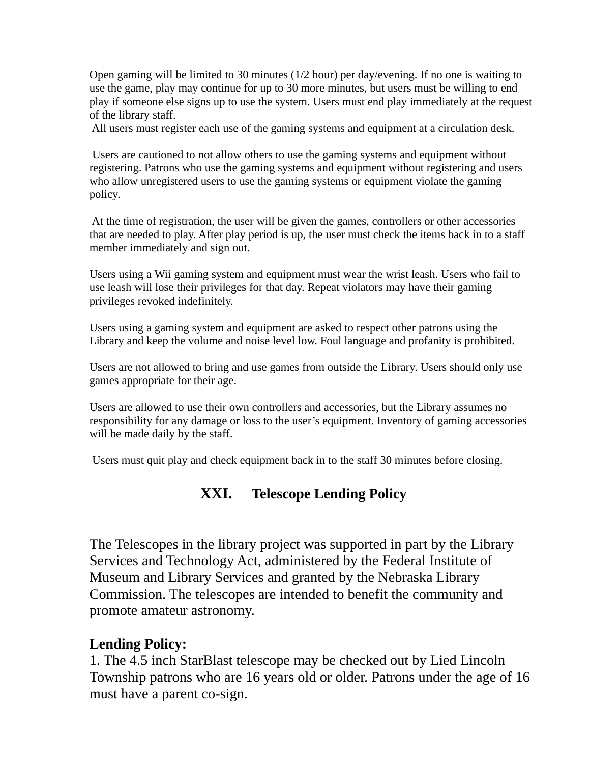Open gaming will be limited to 30 minutes (1/2 hour) per day/evening. If no one is waiting to use the game, play may continue for up to 30 more minutes, but users must be willing to end play if someone else signs up to use the system. Users must end play immediately at the request of the library staff.

All users must register each use of the gaming systems and equipment at a circulation desk.

Users are cautioned to not allow others to use the gaming systems and equipment without registering. Patrons who use the gaming systems and equipment without registering and users who allow unregistered users to use the gaming systems or equipment violate the gaming policy.

At the time of registration, the user will be given the games, controllers or other accessories that are needed to play. After play period is up, the user must check the items back in to a staff member immediately and sign out.

Users using a Wii gaming system and equipment must wear the wrist leash. Users who fail to use leash will lose their privileges for that day. Repeat violators may have their gaming privileges revoked indefinitely.

Users using a gaming system and equipment are asked to respect other patrons using the Library and keep the volume and noise level low. Foul language and profanity is prohibited.

Users are not allowed to bring and use games from outside the Library. Users should only use games appropriate for their age.

Users are allowed to use their own controllers and accessories, but the Library assumes no responsibility for any damage or loss to the user's equipment. Inventory of gaming accessories will be made daily by the staff.

Users must quit play and check equipment back in to the staff 30 minutes before closing.

## XXI. Telescope Lending Policy

The Telescopes in the library project was supported in part by the Library Services and Technology Act, administered by the Federal Institute of Museum and Library Services and granted by the Nebraska Library Commission. The telescopes are intended to benefit the community and promote amateur astronomy.

**Lending Policy:**

1. The 4.5 inch StarBlast telescope may be checked out by Lied Lincoln Township patrons who are 16 years old or older. Patrons under the age of 16 must have a parent co-sign.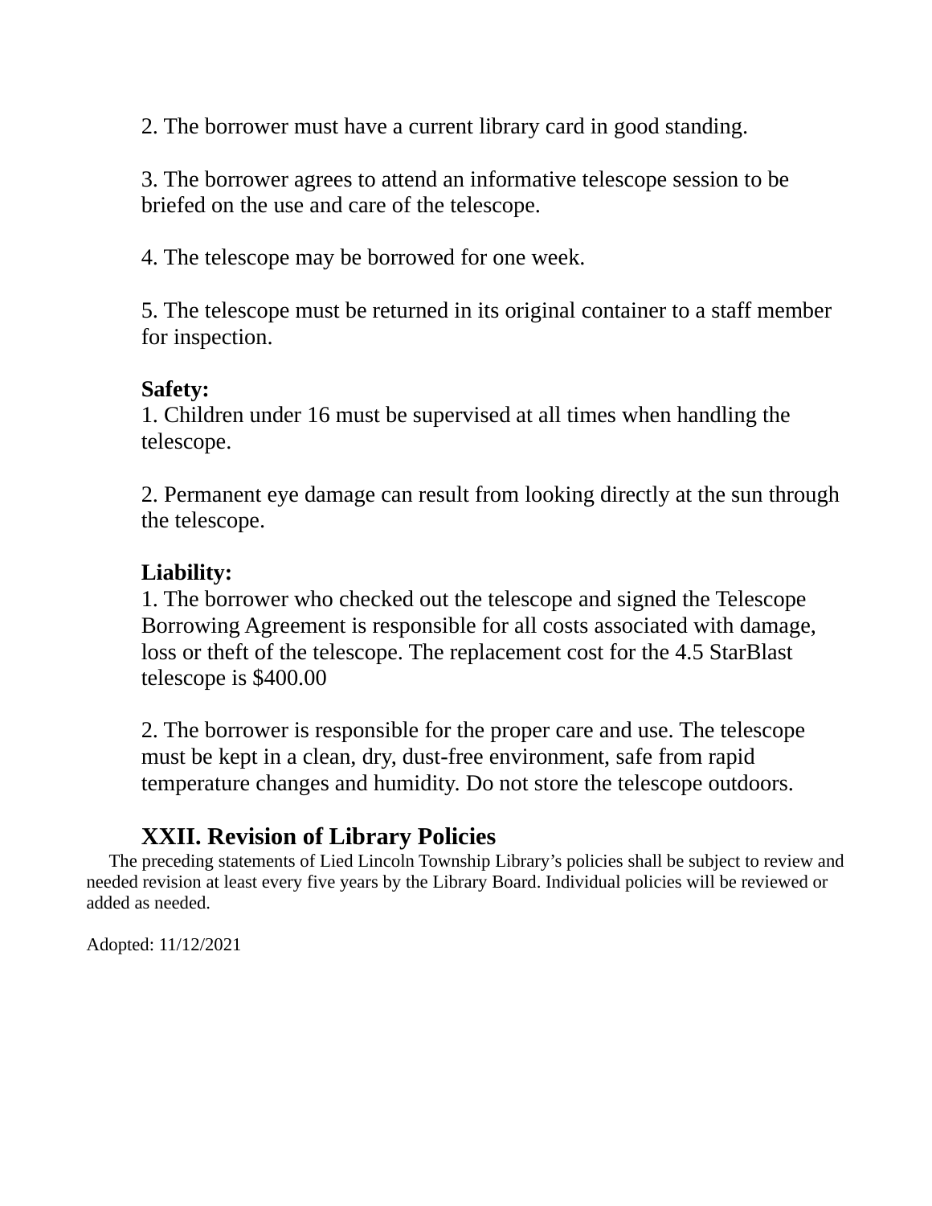2. The borrower must have a current library card in good standing.

3. The borrower agrees to attend an informative telescope session to be briefed on the use and care of the telescope.

4. The telescope may be borrowed for one week.

5. The telescope must be returned in its original container to a staff member for inspection.

**Safety:**

1. Children under 16 must be supervised at all times when handling the telescope.

2. Permanent eye damage can result from looking directly at the sun through the telescope.

**Liability:**

1. The borrower who checked out the telescope and signed the Telescope Borrowing Agreement is responsible for all costs associated with damage, loss or theft of the telescope. The replacement cost for the 4.5 StarBlast telescope is $400.00

2. The borrower is responsible for the proper care and use. The telescope must be kept in a clean, dry, dust-free environment, safe from rapid temperature changes and humidity. Do not store the telescope outdoors.

## XXII. Revision of Library Policies

The preceding statements of Lied Lincoln Township Library's policies shall be subject to review and needed revision at least every five years by the Library Board. Individual policies will be reviewed or added as needed.

Adopted: 11/12/2021